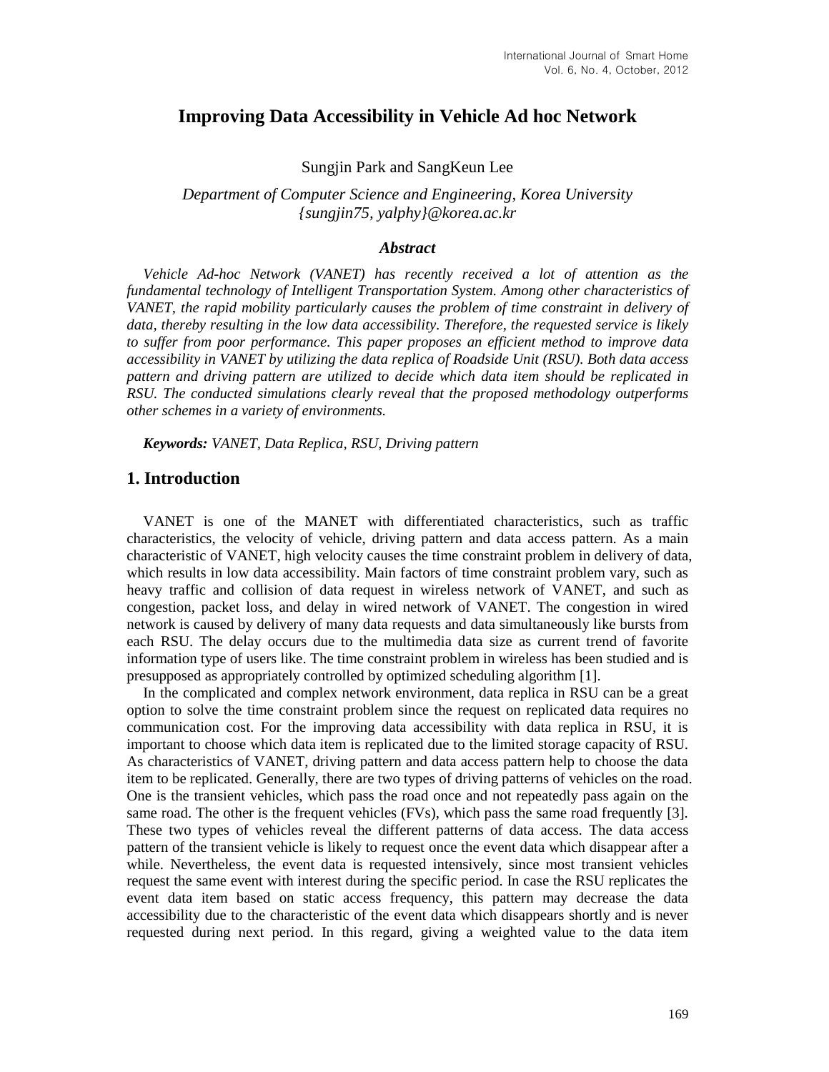# Improving Data Accessibility in Vehicle Ad hoc Network

Sungjin Park and SangKeun Lee

*Department of Computer Science and Engineering, Korea University*
*{sungjin75, yalphy}@korea.ac.kr*

### *Abstract*

*Vehicle Ad-hoc Network (VANET) has recently received a lot of attention as the fundamental technology of Intelligent Transportation System. Among other characteristics of VANET, the rapid mobility particularly causes the problem of time constraint in delivery of data, thereby resulting in the low data accessibility. Therefore, the requested service is likely to suffer from poor performance. This paper proposes an efficient method to improve data accessibility in VANET by utilizing the data replica of Roadside Unit (RSU). Both data access pattern and driving pattern are utilized to decide which data item should be replicated in RSU. The conducted simulations clearly reveal that the proposed methodology outperforms other schemes in a variety of environments.*

***Keywords:*** *VANET, Data Replica, RSU, Driving pattern*

## 1. Introduction

VANET is one of the MANET with differentiated characteristics, such as traffic characteristics, the velocity of vehicle, driving pattern and data access pattern. As a main characteristic of VANET, high velocity causes the time constraint problem in delivery of data, which results in low data accessibility. Main factors of time constraint problem vary, such as heavy traffic and collision of data request in wireless network of VANET, and such as congestion, packet loss, and delay in wired network of VANET. The congestion in wired network is caused by delivery of many data requests and data simultaneously like bursts from each RSU. The delay occurs due to the multimedia data size as current trend of favorite information type of users like. The time constraint problem in wireless has been studied and is presupposed as appropriately controlled by optimized scheduling algorithm [1].

In the complicated and complex network environment, data replica in RSU can be a great option to solve the time constraint problem since the request on replicated data requires no communication cost. For the improving data accessibility with data replica in RSU, it is important to choose which data item is replicated due to the limited storage capacity of RSU. As characteristics of VANET, driving pattern and data access pattern help to choose the data item to be replicated. Generally, there are two types of driving patterns of vehicles on the road. One is the transient vehicles, which pass the road once and not repeatedly pass again on the same road. The other is the frequent vehicles (FVs), which pass the same road frequently [3]. These two types of vehicles reveal the different patterns of data access. The data access pattern of the transient vehicle is likely to request once the event data which disappear after a while. Nevertheless, the event data is requested intensively, since most transient vehicles request the same event with interest during the specific period. In case the RSU replicates the event data item based on static access frequency, this pattern may decrease the data accessibility due to the characteristic of the event data which disappears shortly and is never requested during next period. In this regard, giving a weighted value to the data item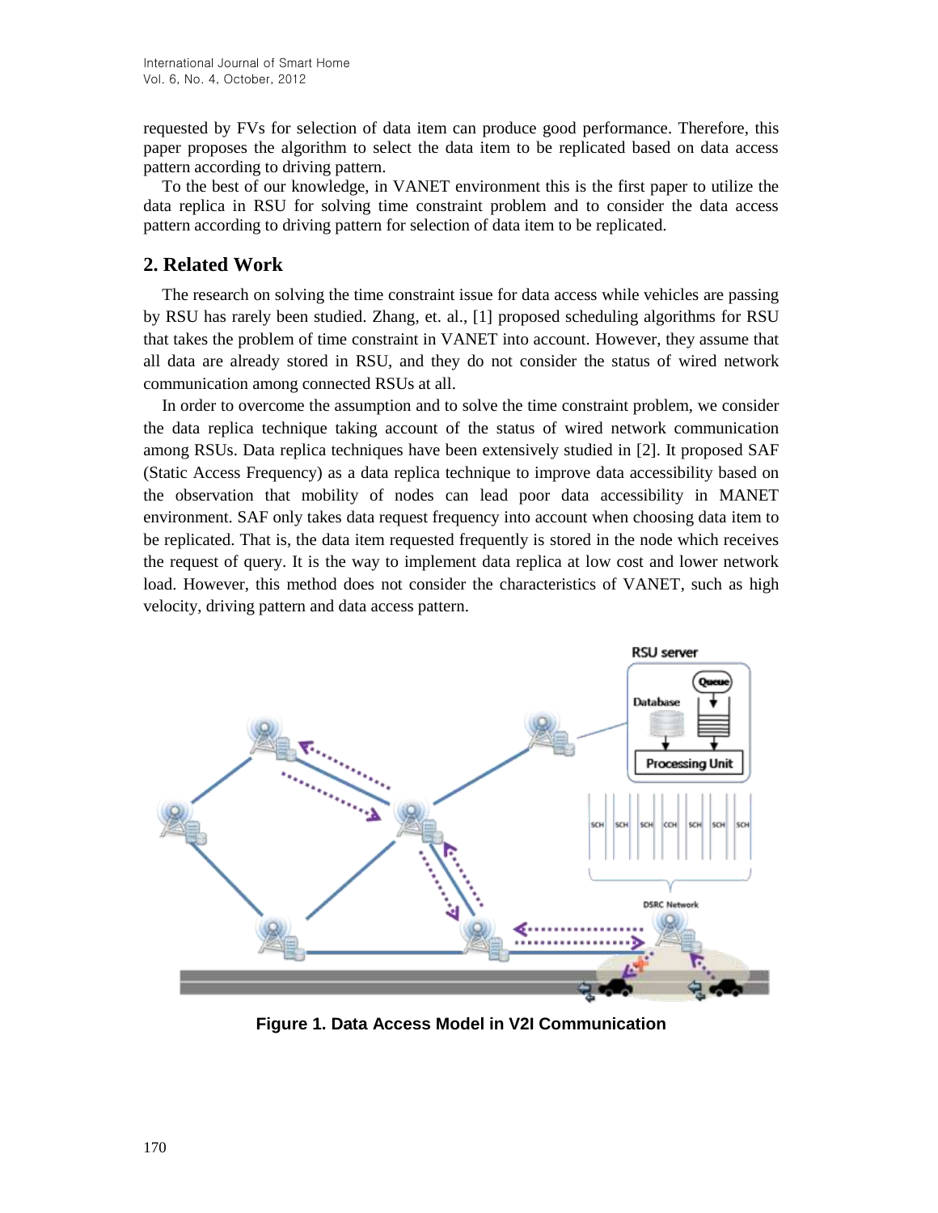requested by FVs for selection of data item can produce good performance. Therefore, this paper proposes the algorithm to select the data item to be replicated based on data access pattern according to driving pattern.

To the best of our knowledge, in VANET environment this is the first paper to utilize the data replica in RSU for solving time constraint problem and to consider the data access pattern according to driving pattern for selection of data item to be replicated.

## 2. Related Work

The research on solving the time constraint issue for data access while vehicles are passing by RSU has rarely been studied. Zhang, et. al., [1] proposed scheduling algorithms for RSU that takes the problem of time constraint in VANET into account. However, they assume that all data are already stored in RSU, and they do not consider the status of wired network communication among connected RSUs at all.

In order to overcome the assumption and to solve the time constraint problem, we consider the data replica technique taking account of the status of wired network communication among RSUs. Data replica techniques have been extensively studied in [2]. It proposed SAF (Static Access Frequency) as a data replica technique to improve data accessibility based on the observation that mobility of nodes can lead poor data accessibility in MANET environment. SAF only takes data request frequency into account when choosing data item to be replicated. That is, the data item requested frequently is stored in the node which receives the request of query. It is the way to implement data replica at low cost and lower network load. However, this method does not consider the characteristics of VANET, such as high velocity, driving pattern and data access pattern.

**Figure 1. Data Access Model in V2I Communication**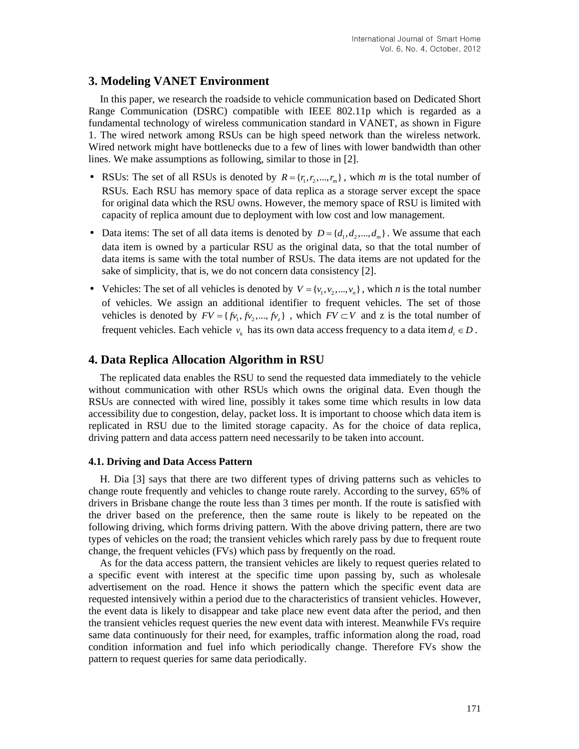## 3. Modeling VANET Environment

In this paper, we research the roadside to vehicle communication based on Dedicated Short Range Communication (DSRC) compatible with IEEE 802.11p which is regarded as a fundamental technology of wireless communication standard in VANET, as shown in Figure 1. The wired network among RSUs can be high speed network than the wireless network. Wired network might have bottlenecks due to a few of lines with lower bandwidth than other lines. We make assumptions as following, similar to those in [2].

- RSUs: The set of all RSUs is denoted by $R = \{r_1, r_2, ..., r_m\}$, which *m* is the total number of RSUs. Each RSU has memory space of data replica as a storage server except the space for original data which the RSU owns. However, the memory space of RSU is limited with capacity of replica amount due to deployment with low cost and low management.
- Data items: The set of all data items is denoted by $D = \{d_1, d_2, ..., d_m\}$. We assume that each data item is owned by a particular RSU as the original data, so that the total number of data items is same with the total number of RSUs. The data items are not updated for the sake of simplicity, that is, we do not concern data consistency [2].
- Vehicles: The set of all vehicles is denoted by $V = \{v_1, v_2, ..., v_n\}$, which *n* is the total number of vehicles. We assign an additional identifier to frequent vehicles. The set of those vehicles is denoted by $FV = \{fv_1, fv_2, ..., fv_z\}$ , which $FV \subset V$ and z is the total number of frequent vehicles. Each vehicle $v_k$ has its own data access frequency to a data item $d_i \in D$.

## 4. Data Replica Allocation Algorithm in RSU

The replicated data enables the RSU to send the requested data immediately to the vehicle without communication with other RSUs which owns the original data. Even though the RSUs are connected with wired line, possibly it takes some time which results in low data accessibility due to congestion, delay, packet loss. It is important to choose which data item is replicated in RSU due to the limited storage capacity. As for the choice of data replica, driving pattern and data access pattern need necessarily to be taken into account.

### 4.1. Driving and Data Access Pattern

H. Dia [3] says that there are two different types of driving patterns such as vehicles to change route frequently and vehicles to change route rarely. According to the survey, 65% of drivers in Brisbane change the route less than 3 times per month. If the route is satisfied with the driver based on the preference, then the same route is likely to be repeated on the following driving, which forms driving pattern. With the above driving pattern, there are two types of vehicles on the road; the transient vehicles which rarely pass by due to frequent route change, the frequent vehicles (FVs) which pass by frequently on the road.

As for the data access pattern, the transient vehicles are likely to request queries related to a specific event with interest at the specific time upon passing by, such as wholesale advertisement on the road. Hence it shows the pattern which the specific event data are requested intensively within a period due to the characteristics of transient vehicles. However, the event data is likely to disappear and take place new event data after the period, and then the transient vehicles request queries the new event data with interest. Meanwhile FVs require same data continuously for their need, for examples, traffic information along the road, road condition information and fuel info which periodically change. Therefore FVs show the pattern to request queries for same data periodically.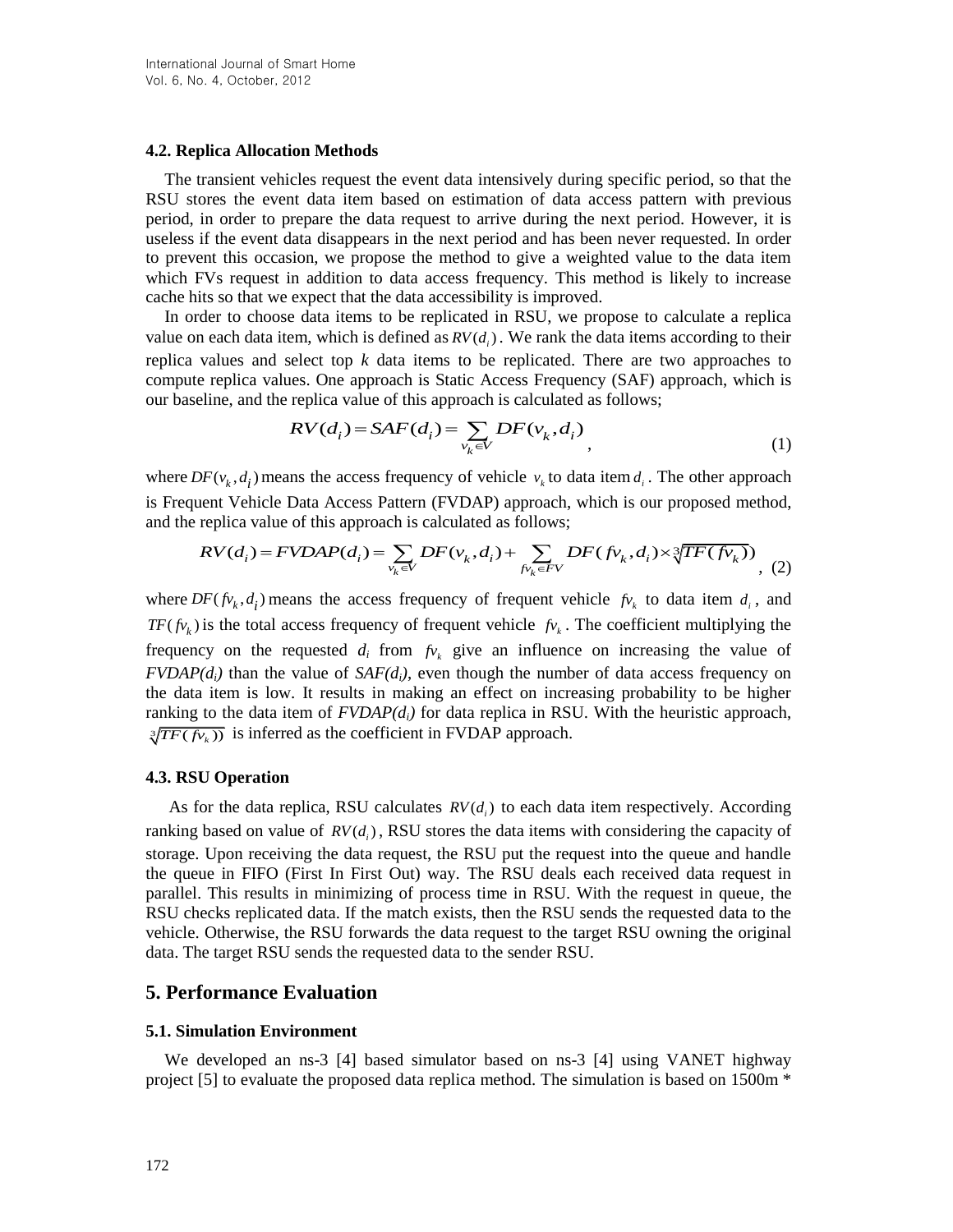### 4.2. Replica Allocation Methods

The transient vehicles request the event data intensively during specific period, so that the RSU stores the event data item based on estimation of data access pattern with previous period, in order to prepare the data request to arrive during the next period. However, it is useless if the event data disappears in the next period and has been never requested. In order to prevent this occasion, we propose the method to give a weighted value to the data item which FVs request in addition to data access frequency. This method is likely to increase cache hits so that we expect that the data accessibility is improved.

In order to choose data items to be replicated in RSU, we propose to calculate a replica value on each data item, which is defined as $RV(d_i)$. We rank the data items according to their replica values and select top $k$ data items to be replicated. There are two approaches to compute replica values. One approach is Static Access Frequency (SAF) approach, which is our baseline, and the replica value of this approach is calculated as follows;

$$RV(d_i) = SAF(d_i) = \sum_{v_k \in V} DF(v_k, d_i) \quad , \tag{1}$$

where $DF(v_k, d_i)$ means the access frequency of vehicle $v_k$ to data item $d_i$. The other approach is Frequent Vehicle Data Access Pattern (FVDAP) approach, which is our proposed method, and the replica value of this approach is calculated as follows;

$$RV(d_i) = FVDAP(d_i) = \sum_{v_k \in V} DF(v_k, d_i) + \sum_{fv_k \in FV} DF(fv_k, d_i) \times \sqrt[3]{TF(fv_k)} \quad , \tag{2}$$

where $DF(fv_k, d_i)$ means the access frequency of frequent vehicle $fv_k$ to data item $d_i$, and $TF(fv_k)$ is the total access frequency of frequent vehicle $fv_k$. The coefficient multiplying the frequency on the requested $d_i$ from $fv_k$ give an influence on increasing the value of $FVDAP(d_i)$ than the value of $SAF(d_i)$, even though the number of data access frequency on the data item is low. It results in making an effect on increasing probability to be higher ranking to the data item of $FVDAP(d_i)$ for data replica in RSU. With the heuristic approach, $\sqrt[3]{TF(fv_k)}$ is inferred as the coefficient in FVDAP approach.

### 4.3. RSU Operation

As for the data replica, RSU calculates $RV(d_i)$ to each data item respectively. According ranking based on value of $RV(d_i)$, RSU stores the data items with considering the capacity of storage. Upon receiving the data request, the RSU put the request into the queue and handle the queue in FIFO (First In First Out) way. The RSU deals each received data request in parallel. This results in minimizing of process time in RSU. With the request in queue, the RSU checks replicated data. If the match exists, then the RSU sends the requested data to the vehicle. Otherwise, the RSU forwards the data request to the target RSU owning the original data. The target RSU sends the requested data to the sender RSU.

## 5. Performance Evaluation

### 5.1. Simulation Environment

We developed an ns-3 [4] based simulator based on ns-3 [4] using VANET highway project [5] to evaluate the proposed data replica method. The simulation is based on 1500m *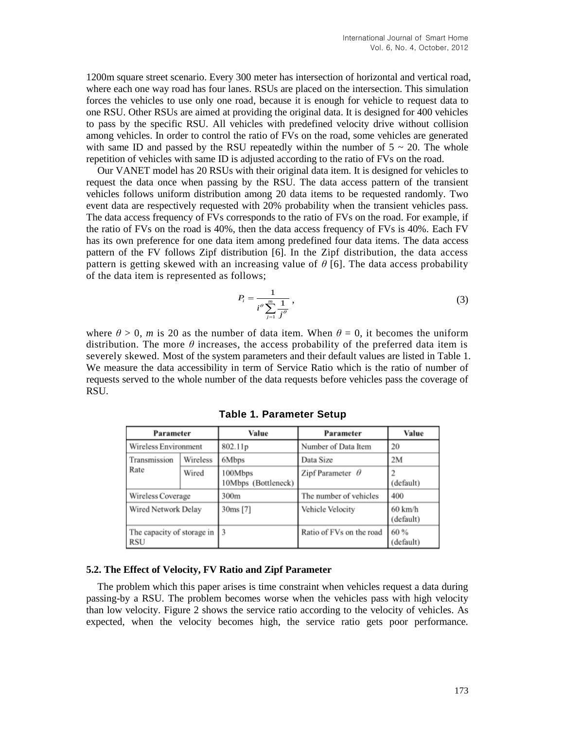1200m square street scenario. Every 300 meter has intersection of horizontal and vertical road, where each one way road has four lanes. RSUs are placed on the intersection. This simulation forces the vehicles to use only one road, because it is enough for vehicle to request data to one RSU. Other RSUs are aimed at providing the original data. It is designed for 400 vehicles to pass by the specific RSU. All vehicles with predefined velocity drive without collision among vehicles. In order to control the ratio of FVs on the road, some vehicles are generated with same ID and passed by the RSU repeatedly within the number of 5 ~ 20. The whole repetition of vehicles with same ID is adjusted according to the ratio of FVs on the road.

Our VANET model has 20 RSUs with their original data item. It is designed for vehicles to request the data once when passing by the RSU. The data access pattern of the transient vehicles follows uniform distribution among 20 data items to be requested randomly. Two event data are respectively requested with 20% probability when the transient vehicles pass. The data access frequency of FVs corresponds to the ratio of FVs on the road. For example, if the ratio of FVs on the road is 40%, then the data access frequency of FVs is 40%. Each FV has its own preference for one data item among predefined four data items. The data access pattern of the FV follows Zipf distribution [6]. In the Zipf distribution, the data access pattern is getting skewed with an increasing value of $\theta$ [6]. The data access probability of the data item is represented as follows;

$$P_i = \frac{1}{i^{\theta} \sum_{j=1}^{m} \frac{1}{j^{\theta}}}, \tag{3}$$

where $\theta > 0$, $m$ is 20 as the number of data item. When $\theta = 0$, it becomes the uniform distribution. The more $\theta$ increases, the access probability of the preferred data item is severely skewed. Most of the system parameters and their default values are listed in Table 1. We measure the data accessibility in term of Service Ratio which is the ratio of number of requests served to the whole number of the data requests before vehicles pass the coverage of RSU.

**Table 1. Parameter Setup**

| Parameter | | Value | Parameter | Value |
|---|---|---|---|---|
| Wireless Environment | | 802.11p | Number of Data Item | 20 |
| Transmission Rate | Wireless | 6Mbps | Data Size | 2M |
| | Wired | 100Mbps<br>10Mbps (Bottleneck) | Zipf Parameter $\theta$ | 2<br>(default) |
| Wireless Coverage | | 300m | The number of vehicles | 400 |
| Wired Network Delay | | 30ms [7] | Vehicle Velocity | 60 km/h<br>(default) |
| The capacity of storage in RSU | | 3 | Ratio of FVs on the road | 60 %<br>(default) |

### 5.2. The Effect of Velocity, FV Ratio and Zipf Parameter

The problem which this paper arises is time constraint when vehicles request a data during passing-by a RSU. The problem becomes worse when the vehicles pass with high velocity than low velocity. Figure 2 shows the service ratio according to the velocity of vehicles. As expected, when the velocity becomes high, the service ratio gets poor performance.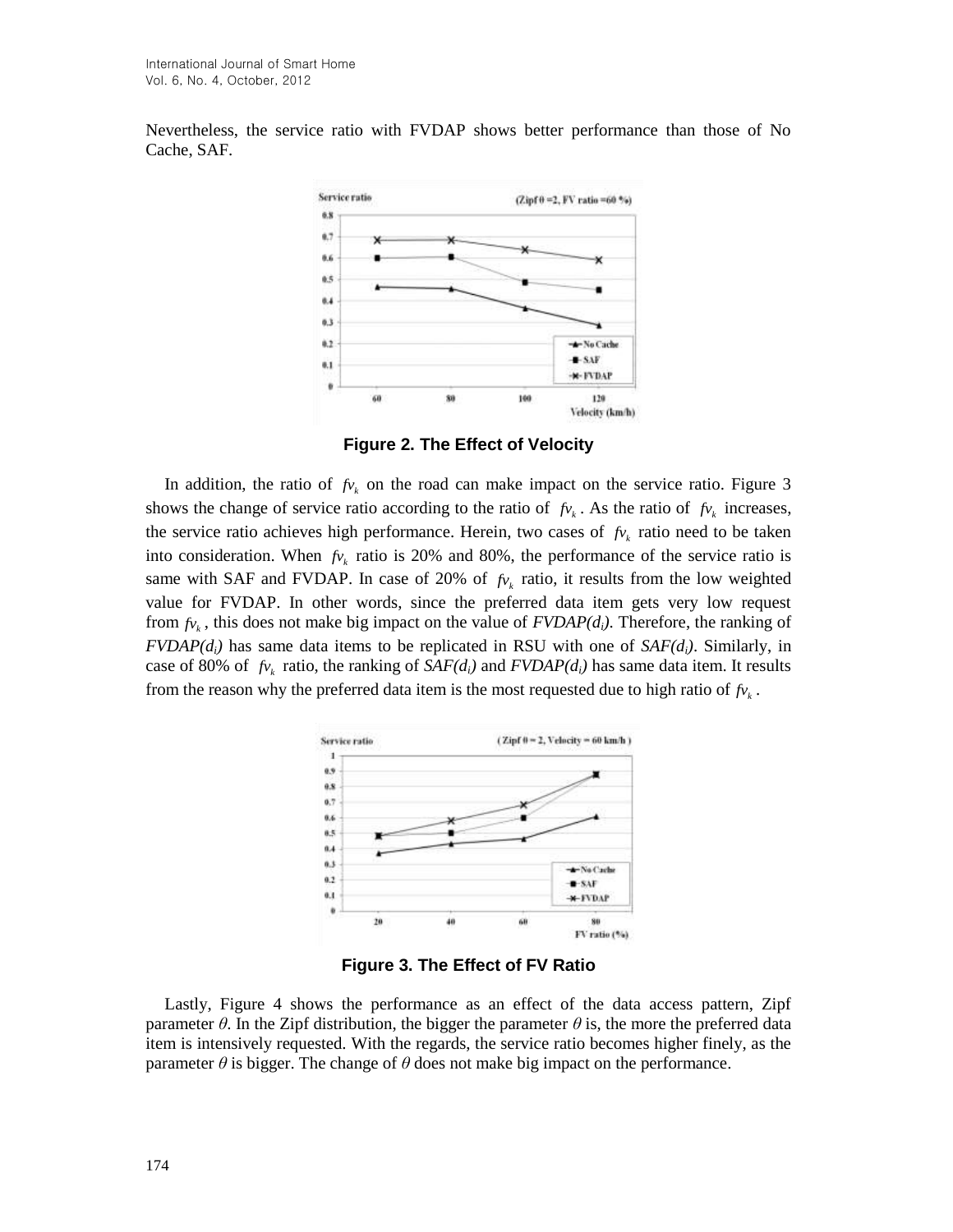Nevertheless, the service ratio with FVDAP shows better performance than those of No Cache, SAF.

**Figure 2. The Effect of Velocity**

In addition, the ratio of $fv_k$ on the road can make impact on the service ratio. Figure 3 shows the change of service ratio according to the ratio of $fv_k$. As the ratio of $fv_k$ increases, the service ratio achieves high performance. Herein, two cases of $fv_k$ ratio need to be taken into consideration. When $fv_k$ ratio is 20% and 80%, the performance of the service ratio is same with SAF and FVDAP. In case of 20% of $fv_k$ ratio, it results from the low weighted value for FVDAP. In other words, since the preferred data item gets very low request from $fv_k$, this does not make big impact on the value of $FVDAP(d_i)$. Therefore, the ranking of $FVDAP(d_i)$ has same data items to be replicated in RSU with one of $SAF(d_i)$. Similarly, in case of 80% of $fv_k$ ratio, the ranking of $SAF(d_i)$ and $FVDAP(d_i)$ has same data item. It results from the reason why the preferred data item is the most requested due to high ratio of $fv_k$.

**Figure 3. The Effect of FV Ratio**

Lastly, Figure 4 shows the performance as an effect of the data access pattern, Zipf parameter $\theta$. In the Zipf distribution, the bigger the parameter $\theta$ is, the more the preferred data item is intensively requested. With the regards, the service ratio becomes higher finely, as the parameter $\theta$ is bigger. The change of $\theta$ does not make big impact on the performance.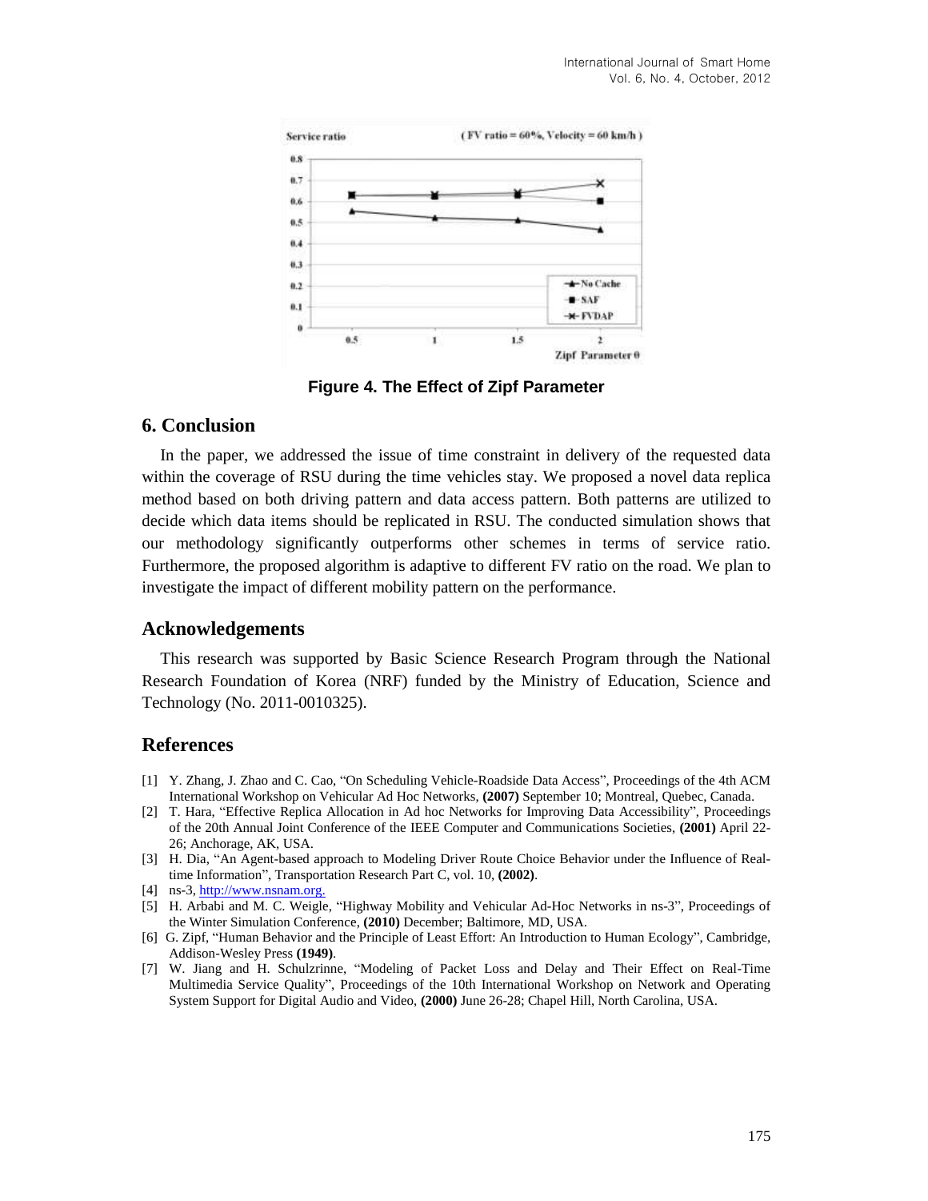Figure 4. The Effect of Zipf Parameter

## 6. Conclusion

In the paper, we addressed the issue of time constraint in delivery of the requested data within the coverage of RSU during the time vehicles stay. We proposed a novel data replica method based on both driving pattern and data access pattern. Both patterns are utilized to decide which data items should be replicated in RSU. The conducted simulation shows that our methodology significantly outperforms other schemes in terms of service ratio. Furthermore, the proposed algorithm is adaptive to different FV ratio on the road. We plan to investigate the impact of different mobility pattern on the performance.

## Acknowledgements

This research was supported by Basic Science Research Program through the National Research Foundation of Korea (NRF) funded by the Ministry of Education, Science and Technology (No. 2011-0010325).

## References

[1] Y. Zhang, J. Zhao and C. Cao, "On Scheduling Vehicle-Roadside Data Access", Proceedings of the 4th ACM International Workshop on Vehicular Ad Hoc Networks, **(2007)** September 10; Montreal, Quebec, Canada.

[2] T. Hara, "Effective Replica Allocation in Ad hoc Networks for Improving Data Accessibility", Proceedings of the 20th Annual Joint Conference of the IEEE Computer and Communications Societies, **(2001)** April 22-26; Anchorage, AK, USA.

[3] H. Dia, "An Agent-based approach to Modeling Driver Route Choice Behavior under the Influence of Real-time Information", Transportation Research Part C, vol. 10, **(2002)**.

[4] ns-3, http://www.nsnam.org.

[5] H. Arbabi and M. C. Weigle, "Highway Mobility and Vehicular Ad-Hoc Networks in ns-3", Proceedings of the Winter Simulation Conference, **(2010)** December; Baltimore, MD, USA.

[6] G. Zipf, "Human Behavior and the Principle of Least Effort: An Introduction to Human Ecology", Cambridge, Addison-Wesley Press **(1949)**.

[7] W. Jiang and H. Schulzrinne, "Modeling of Packet Loss and Delay and Their Effect on Real-Time Multimedia Service Quality", Proceedings of the 10th International Workshop on Network and Operating System Support for Digital Audio and Video, **(2000)** June 26-28; Chapel Hill, North Carolina, USA.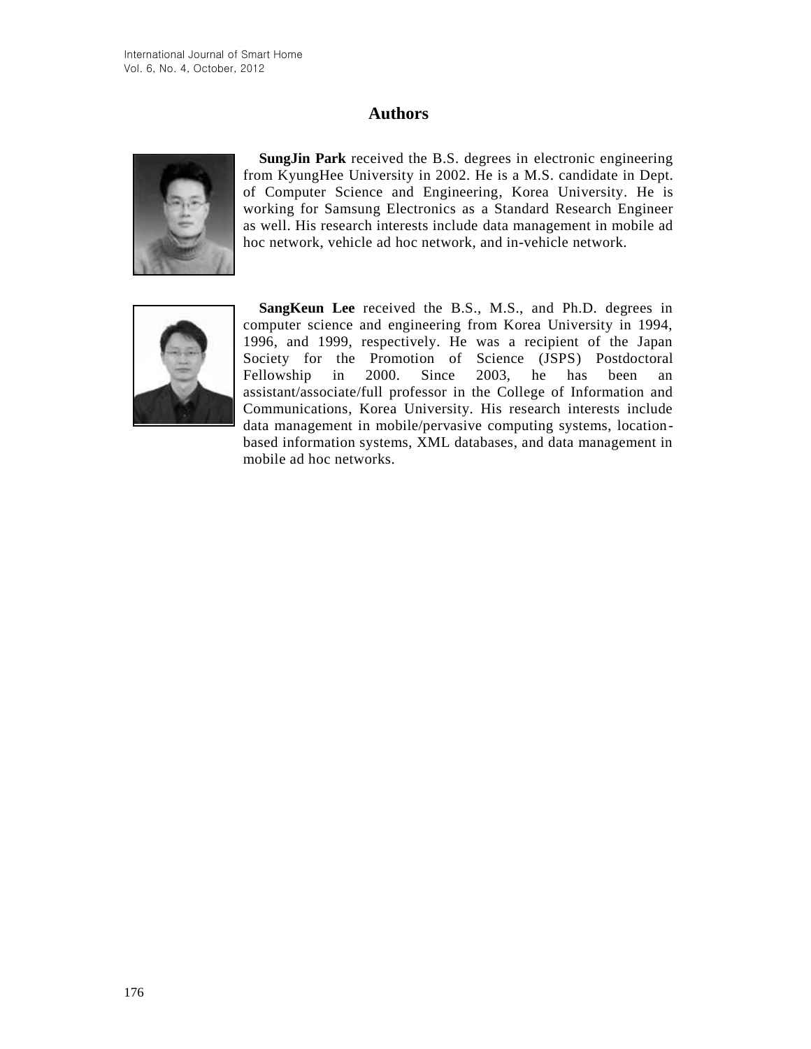# Authors

**SungJin Park** received the B.S. degrees in electronic engineering from KyungHee University in 2002. He is a M.S. candidate in Dept. of Computer Science and Engineering, Korea University. He is working for Samsung Electronics as a Standard Research Engineer as well. His research interests include data management in mobile ad hoc network, vehicle ad hoc network, and in-vehicle network.

**SangKeun Lee** received the B.S., M.S., and Ph.D. degrees in computer science and engineering from Korea University in 1994, 1996, and 1999, respectively. He was a recipient of the Japan Society for the Promotion of Science (JSPS) Postdoctoral Fellowship in 2000. Since 2003, he has been an assistant/associate/full professor in the College of Information and Communications, Korea University. His research interests include data management in mobile/pervasive computing systems, location-based information systems, XML databases, and data management in mobile ad hoc networks.